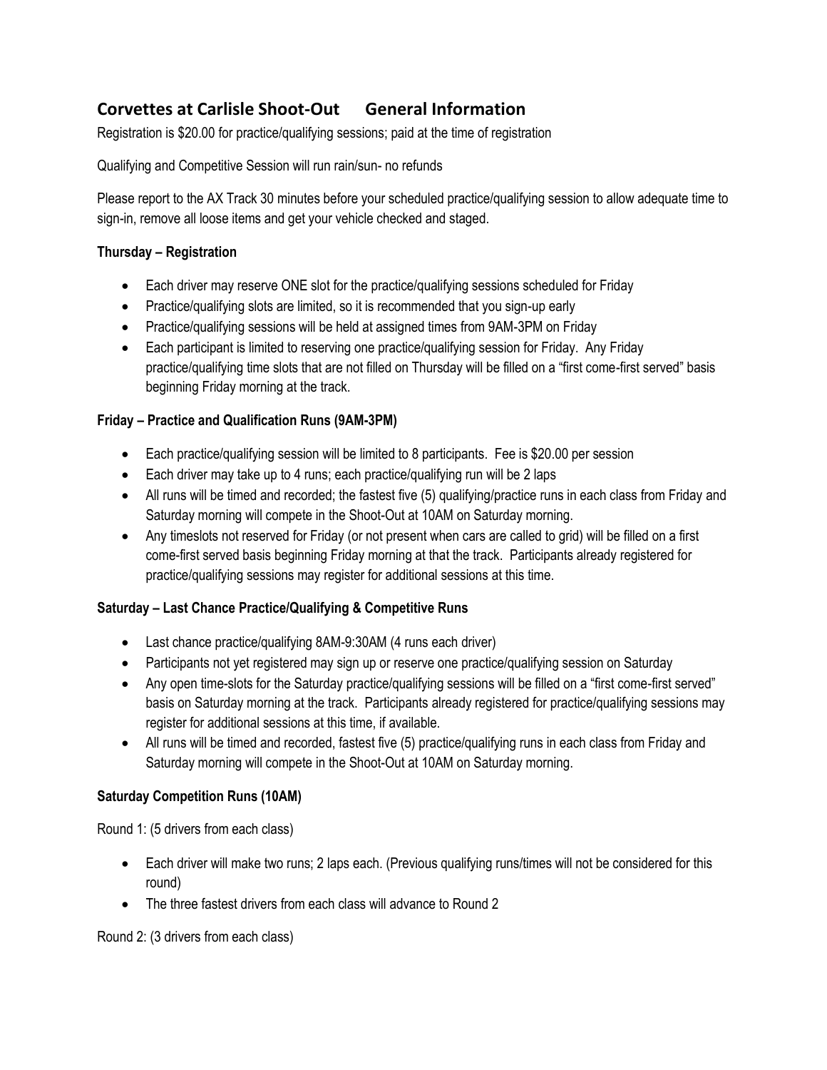# Corvettes at Carlisle Shoot-Out General Information

Registration is $20.00 for practice/qualifying sessions; paid at the time of registration

Qualifying and Competitive Session will run rain/sun- no refunds

Please report to the AX Track 30 minutes before your scheduled practice/qualifying session to allow adequate time to sign-in, remove all loose items and get your vehicle checked and staged.

**Thursday – Registration**

- Each driver may reserve ONE slot for the practice/qualifying sessions scheduled for Friday
- Practice/qualifying slots are limited, so it is recommended that you sign-up early
- Practice/qualifying sessions will be held at assigned times from 9AM-3PM on Friday
- Each participant is limited to reserving one practice/qualifying session for Friday. Any Friday practice/qualifying time slots that are not filled on Thursday will be filled on a "first come-first served" basis beginning Friday morning at the track.

**Friday – Practice and Qualification Runs (9AM-3PM)**

- Each practice/qualifying session will be limited to 8 participants. Fee is $20.00 per session
- Each driver may take up to 4 runs; each practice/qualifying run will be 2 laps
- All runs will be timed and recorded; the fastest five (5) qualifying/practice runs in each class from Friday and Saturday morning will compete in the Shoot-Out at 10AM on Saturday morning.
- Any timeslots not reserved for Friday (or not present when cars are called to grid) will be filled on a first come-first served basis beginning Friday morning at that the track. Participants already registered for practice/qualifying sessions may register for additional sessions at this time.

**Saturday – Last Chance Practice/Qualifying & Competitive Runs**

- Last chance practice/qualifying 8AM-9:30AM (4 runs each driver)
- Participants not yet registered may sign up or reserve one practice/qualifying session on Saturday
- Any open time-slots for the Saturday practice/qualifying sessions will be filled on a "first come-first served" basis on Saturday morning at the track. Participants already registered for practice/qualifying sessions may register for additional sessions at this time, if available.
- All runs will be timed and recorded, fastest five (5) practice/qualifying runs in each class from Friday and Saturday morning will compete in the Shoot-Out at 10AM on Saturday morning.

**Saturday Competition Runs (10AM)**

Round 1: (5 drivers from each class)

- Each driver will make two runs; 2 laps each. (Previous qualifying runs/times will not be considered for this round)
- The three fastest drivers from each class will advance to Round 2

Round 2: (3 drivers from each class)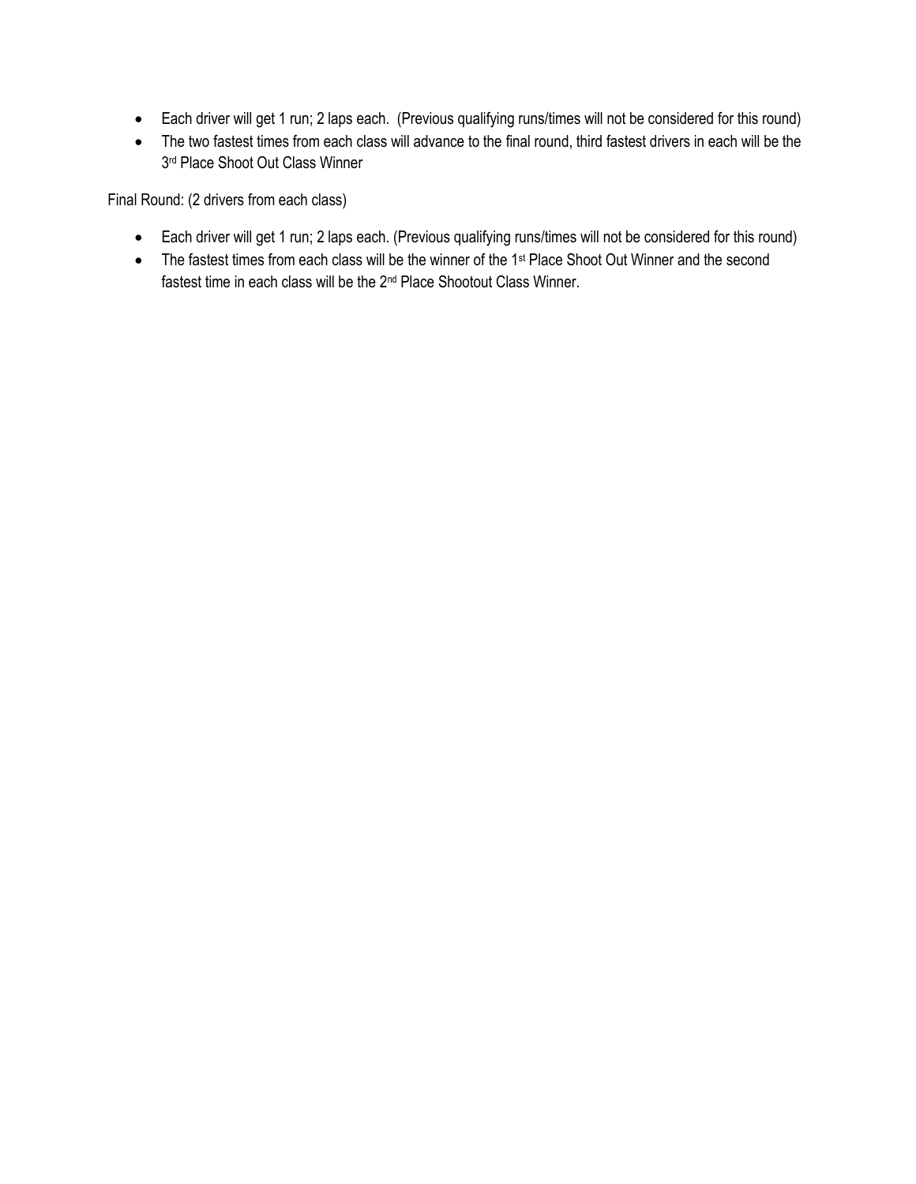- Each driver will get 1 run; 2 laps each. (Previous qualifying runs/times will not be considered for this round)
- The two fastest times from each class will advance to the final round, third fastest drivers in each will be the 3rd Place Shoot Out Class Winner

Final Round: (2 drivers from each class)

- Each driver will get 1 run; 2 laps each. (Previous qualifying runs/times will not be considered for this round)
- The fastest times from each class will be the winner of the 1st Place Shoot Out Winner and the second fastest time in each class will be the 2nd Place Shootout Class Winner.